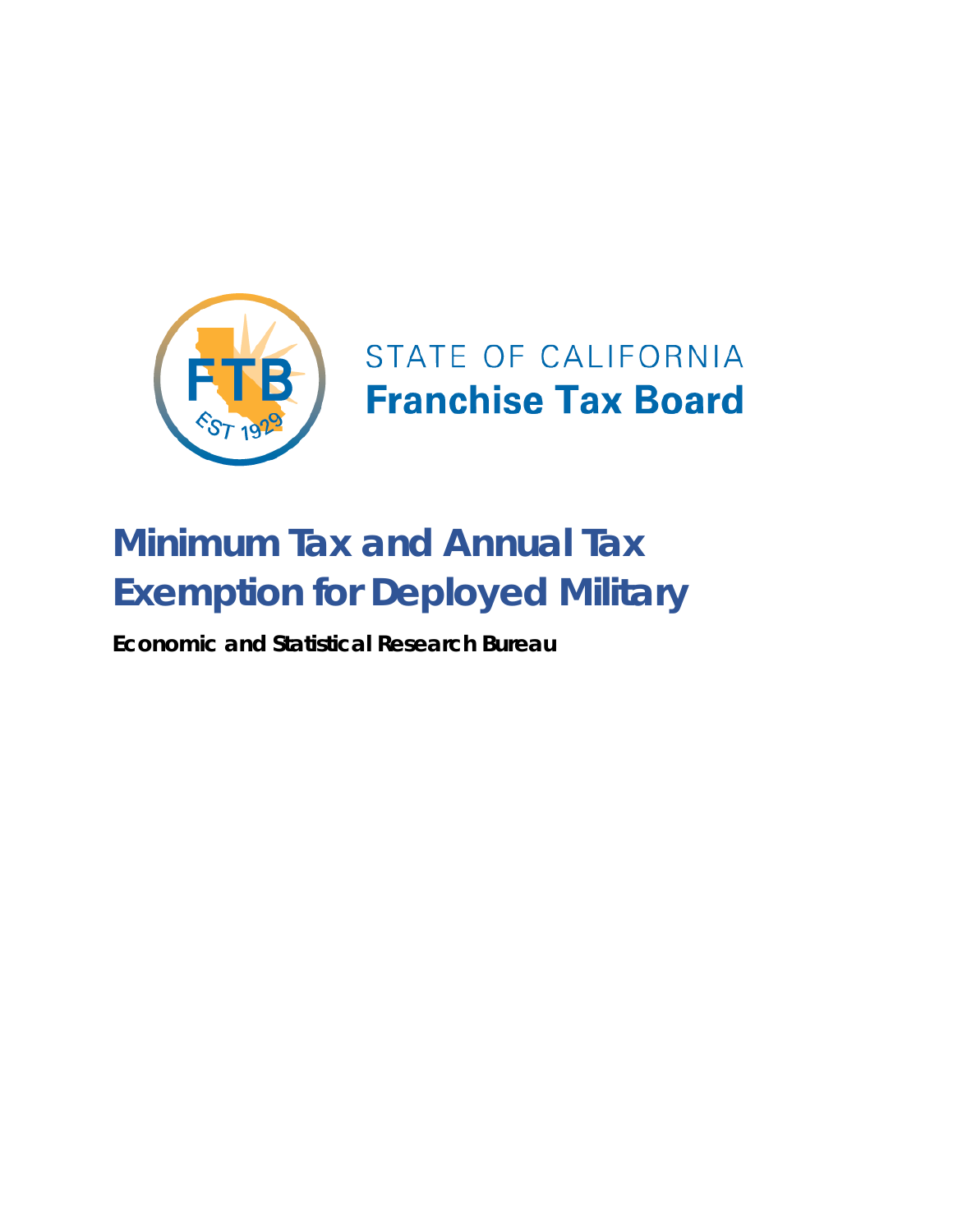STATE OF CALIFORNIA
**Franchise Tax Board**

# Minimum Tax and Annual Tax Exemption for Deployed Military

**Economic and Statistical Research Bureau**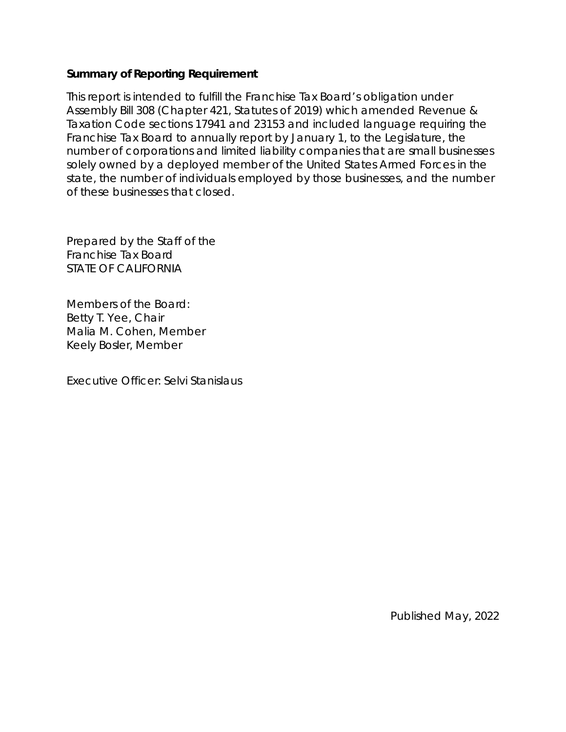**Summary of Reporting Requirement**

This report is intended to fulfill the Franchise Tax Board's obligation under Assembly Bill 308 (Chapter 421, Statutes of 2019) which amended Revenue & Taxation Code sections 17941 and 23153 and included language requiring the Franchise Tax Board to annually report by January 1, to the Legislature, the number of corporations and limited liability companies that are small businesses solely owned by a deployed member of the United States Armed Forces in the state, the number of individuals employed by those businesses, and the number of these businesses that closed.

Prepared by the Staff of the
Franchise Tax Board
STATE OF CALIFORNIA

Members of the Board:
Betty T. Yee, Chair
Malia M. Cohen, Member
Keely Bosler, Member

Executive Officer: Selvi Stanislaus

Published May, 2022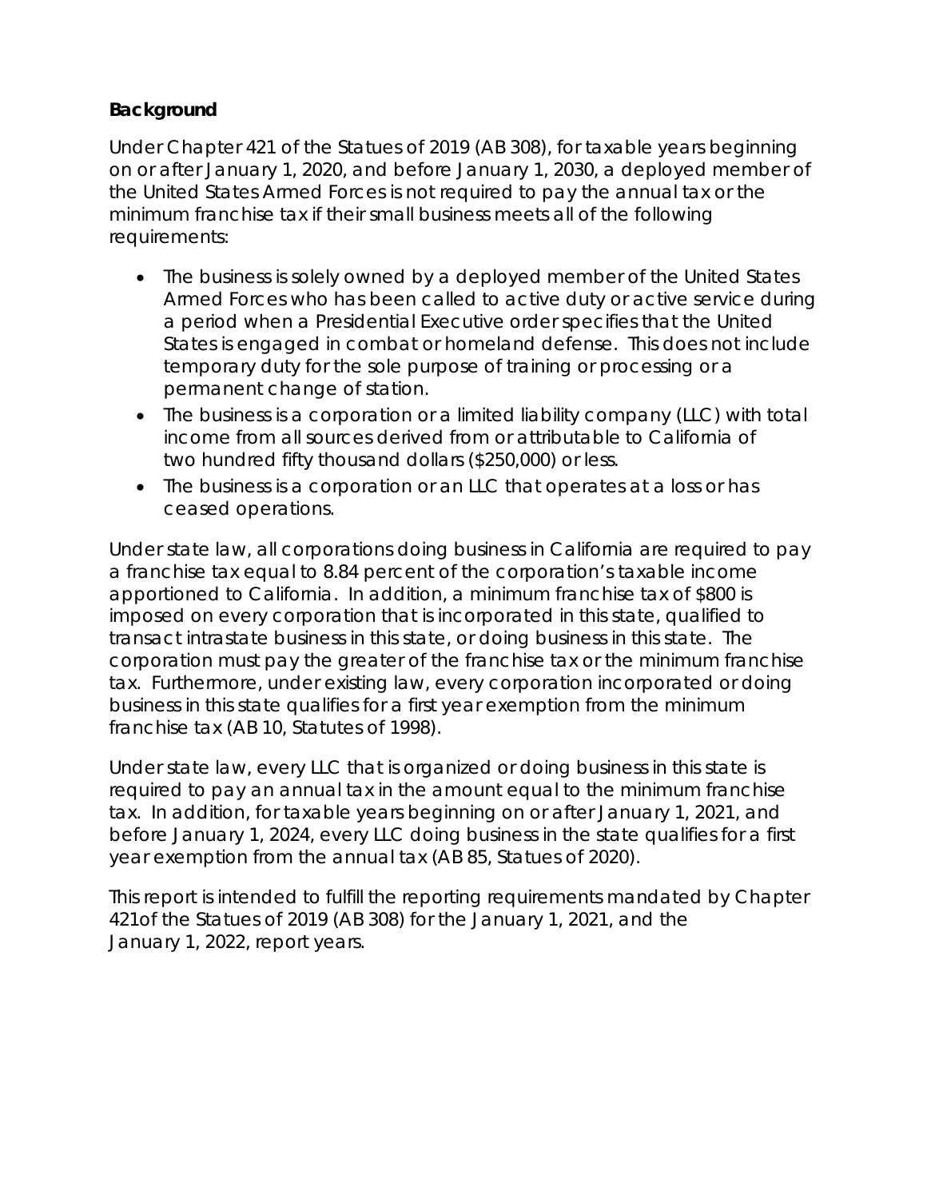**Background**

Under Chapter 421 of the Statues of 2019 (AB 308), for taxable years beginning on or after January 1, 2020, and before January 1, 2030, a deployed member of the United States Armed Forces is not required to pay the annual tax or the minimum franchise tax if their small business meets all of the following requirements:

- The business is solely owned by a deployed member of the United States Armed Forces who has been called to active duty or active service during a period when a Presidential Executive order specifies that the United States is engaged in combat or homeland defense. This does not include temporary duty for the sole purpose of training or processing or a permanent change of station.
- The business is a corporation or a limited liability company (LLC) with total income from all sources derived from or attributable to California of two hundred fifty thousand dollars ($250,000) or less.
- The business is a corporation or an LLC that operates at a loss or has ceased operations.

Under state law, all corporations doing business in California are required to pay a franchise tax equal to 8.84 percent of the corporation's taxable income apportioned to California. In addition, a minimum franchise tax of $800 is imposed on every corporation that is incorporated in this state, qualified to transact intrastate business in this state, or doing business in this state. The corporation must pay the greater of the franchise tax or the minimum franchise tax. Furthermore, under existing law, every corporation incorporated or doing business in this state qualifies for a first year exemption from the minimum franchise tax (AB 10, Statutes of 1998).

Under state law, every LLC that is organized or doing business in this state is required to pay an annual tax in the amount equal to the minimum franchise tax. In addition, for taxable years beginning on or after January 1, 2021, and before January 1, 2024, every LLC doing business in the state qualifies for a first year exemption from the annual tax (AB 85, Statues of 2020).

This report is intended to fulfill the reporting requirements mandated by Chapter 421of the Statues of 2019 (AB 308) for the January 1, 2021, and the January 1, 2022, report years.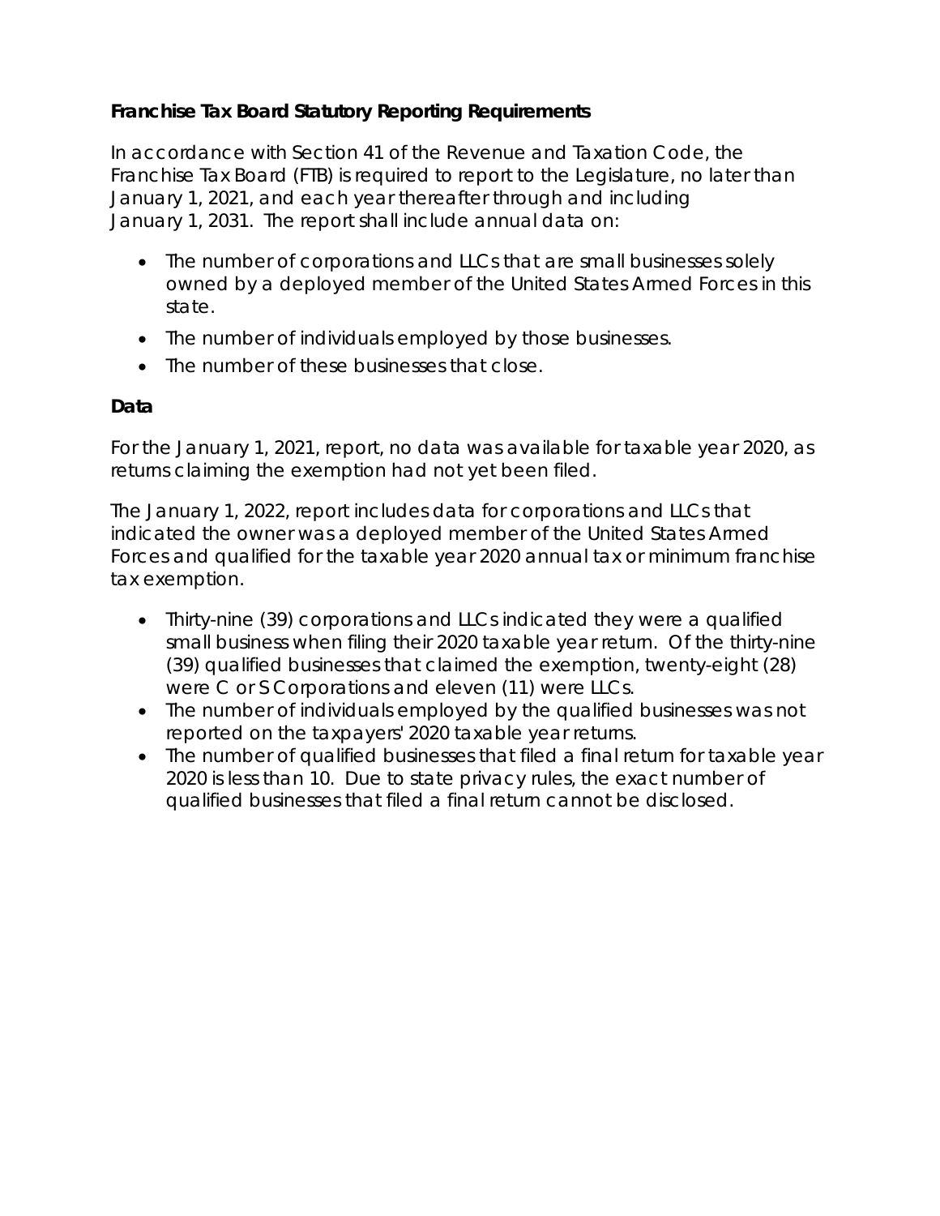**Franchise Tax Board Statutory Reporting Requirements**

In accordance with Section 41 of the Revenue and Taxation Code, the Franchise Tax Board (FTB) is required to report to the Legislature, no later than January 1, 2021, and each year thereafter through and including January 1, 2031. The report shall include annual data on:

- The number of corporations and LLCs that are small businesses solely owned by a deployed member of the United States Armed Forces in this state.
- The number of individuals employed by those businesses.
- The number of these businesses that close.

**Data**

For the January 1, 2021, report, no data was available for taxable year 2020, as returns claiming the exemption had not yet been filed.

The January 1, 2022, report includes data for corporations and LLCs that indicated the owner was a deployed member of the United States Armed Forces and qualified for the taxable year 2020 annual tax or minimum franchise tax exemption.

- Thirty-nine (39) corporations and LLCs indicated they were a qualified small business when filing their 2020 taxable year return. Of the thirty-nine (39) qualified businesses that claimed the exemption, twenty-eight (28) were C or S Corporations and eleven (11) were LLCs.
- The number of individuals employed by the qualified businesses was not reported on the taxpayers' 2020 taxable year returns.
- The number of qualified businesses that filed a final return for taxable year 2020 is less than 10. Due to state privacy rules, the exact number of qualified businesses that filed a final return cannot be disclosed.